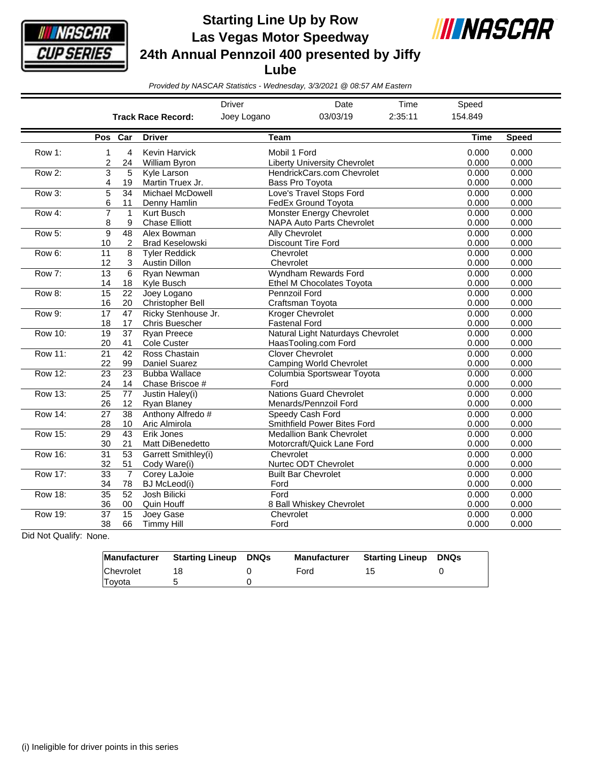# Starting Line Up by Row
## Las Vegas Motor Speedway
## 24th Annual Pennzoil 400 presented by Jiffy Lube

*Provided by NASCAR Statistics - Wednesday, 3/3/2021 @ 08:57 AM Eastern*

| | Driver | Date | Time | Speed |
|---|---|---|---|---|
| **Track Race Record:** | Joey Logano | 03/03/19 | 2:35:11 | 154.849 |

| | Pos | Car | Driver | Team | Time | Speed |
|---|---|---|---|---|---|---|
| Row 1: | 1 | 4 | Kevin Harvick | Mobil 1 Ford | 0.000 | 0.000 |
| | 2 | 24 | William Byron | Liberty University Chevrolet | 0.000 | 0.000 |
| Row 2: | 3 | 5 | Kyle Larson | HendrickCars.com Chevrolet | 0.000 | 0.000 |
| | 4 | 19 | Martin Truex Jr. | Bass Pro Toyota | 0.000 | 0.000 |
| Row 3: | 5 | 34 | Michael McDowell | Love's Travel Stops Ford | 0.000 | 0.000 |
| | 6 | 11 | Denny Hamlin | FedEx Ground Toyota | 0.000 | 0.000 |
| Row 4: | 7 | 1 | Kurt Busch | Monster Energy Chevrolet | 0.000 | 0.000 |
| | 8 | 9 | Chase Elliott | NAPA Auto Parts Chevrolet | 0.000 | 0.000 |
| Row 5: | 9 | 48 | Alex Bowman | Ally Chevrolet | 0.000 | 0.000 |
| | 10 | 2 | Brad Keselowski | Discount Tire Ford | 0.000 | 0.000 |
| Row 6: | 11 | 8 | Tyler Reddick | Chevrolet | 0.000 | 0.000 |
| | 12 | 3 | Austin Dillon | Chevrolet | 0.000 | 0.000 |
| Row 7: | 13 | 6 | Ryan Newman | Wyndham Rewards Ford | 0.000 | 0.000 |
| | 14 | 18 | Kyle Busch | Ethel M Chocolates Toyota | 0.000 | 0.000 |
| Row 8: | 15 | 22 | Joey Logano | Pennzoil Ford | 0.000 | 0.000 |
| | 16 | 20 | Christopher Bell | Craftsman Toyota | 0.000 | 0.000 |
| Row 9: | 17 | 47 | Ricky Stenhouse Jr. | Kroger Chevrolet | 0.000 | 0.000 |
| | 18 | 17 | Chris Buescher | Fastenal Ford | 0.000 | 0.000 |
| Row 10: | 19 | 37 | Ryan Preece | Natural Light Naturdays Chevrolet | 0.000 | 0.000 |
| | 20 | 41 | Cole Custer | HaasTooling.com Ford | 0.000 | 0.000 |
| Row 11: | 21 | 42 | Ross Chastain | Clover Chevrolet | 0.000 | 0.000 |
| | 22 | 99 | Daniel Suarez | Camping World Chevrolet | 0.000 | 0.000 |
| Row 12: | 23 | 23 | Bubba Wallace | Columbia Sportswear Toyota | 0.000 | 0.000 |
| | 24 | 14 | Chase Briscoe # | Ford | 0.000 | 0.000 |
| Row 13: | 25 | 77 | Justin Haley(i) | Nations Guard Chevrolet | 0.000 | 0.000 |
| | 26 | 12 | Ryan Blaney | Menards/Pennzoil Ford | 0.000 | 0.000 |
| Row 14: | 27 | 38 | Anthony Alfredo # | Speedy Cash Ford | 0.000 | 0.000 |
| | 28 | 10 | Aric Almirola | Smithfield Power Bites Ford | 0.000 | 0.000 |
| Row 15: | 29 | 43 | Erik Jones | Medallion Bank Chevrolet | 0.000 | 0.000 |
| | 30 | 21 | Matt DiBenedetto | Motorcraft/Quick Lane Ford | 0.000 | 0.000 |
| Row 16: | 31 | 53 | Garrett Smithley(i) | Chevrolet | 0.000 | 0.000 |
| | 32 | 51 | Cody Ware(i) | Nurtec ODT Chevrolet | 0.000 | 0.000 |
| Row 17: | 33 | 7 | Corey LaJoie | Built Bar Chevrolet | 0.000 | 0.000 |
| | 34 | 78 | BJ McLeod(i) | Ford | 0.000 | 0.000 |
| Row 18: | 35 | 52 | Josh Bilicki | Ford | 0.000 | 0.000 |
| | 36 | 00 | Quin Houff | 8 Ball Whiskey Chevrolet | 0.000 | 0.000 |
| Row 19: | 37 | 15 | Joey Gase | Chevrolet | 0.000 | 0.000 |
| | 38 | 66 | Timmy Hill | Ford | 0.000 | 0.000 |

Did Not Qualify: None.

| Manufacturer | Starting Lineup | DNQs | Manufacturer | Starting Lineup | DNQs |
|---|---|---|---|---|---|
| Chevrolet | 18 | 0 | Ford | 15 | 0 |
| Toyota | 5 | 0 | | | |

(i) Ineligible for driver points in this series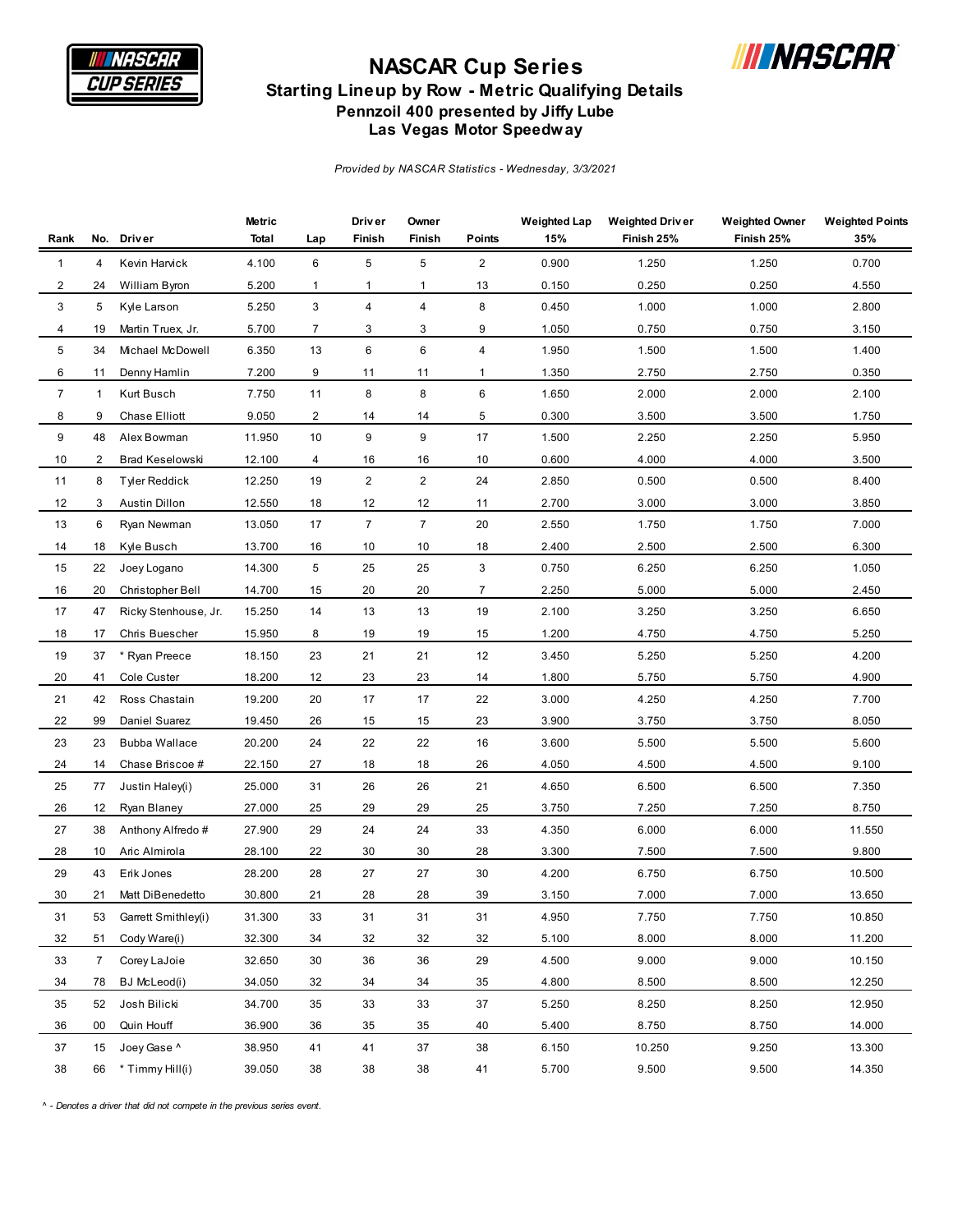# NASCAR Cup Series

## Starting Lineup by Row - Metric Qualifying Details

### Pennzoil 400 presented by Jiffy Lube

### Las Vegas Motor Speedway

*Provided by NASCAR Statistics - Wednesday, 3/3/2021*

| Rank | No. | Driver | Metric Total | Lap | Driver Finish | Owner Finish | Points | Weighted Lap 15% | Weighted Driver Finish 25% | Weighted Owner Finish 25% | Weighted Points 35% |
|---|---|---|---|---|---|---|---|---|---|---|---|
| 1 | 4 | Kevin Harvick | 4.100 | 6 | 5 | 5 | 2 | 0.900 | 1.250 | 1.250 | 0.700 |
| 2 | 24 | William Byron | 5.200 | 1 | 1 | 1 | 13 | 0.150 | 0.250 | 0.250 | 4.550 |
| 3 | 5 | Kyle Larson | 5.250 | 3 | 4 | 4 | 8 | 0.450 | 1.000 | 1.000 | 2.800 |
| 4 | 19 | Martin Truex, Jr. | 5.700 | 7 | 3 | 3 | 9 | 1.050 | 0.750 | 0.750 | 3.150 |
| 5 | 34 | Michael McDowell | 6.350 | 13 | 6 | 6 | 4 | 1.950 | 1.500 | 1.500 | 1.400 |
| 6 | 11 | Denny Hamlin | 7.200 | 9 | 11 | 11 | 1 | 1.350 | 2.750 | 2.750 | 0.350 |
| 7 | 1 | Kurt Busch | 7.750 | 11 | 8 | 8 | 6 | 1.650 | 2.000 | 2.000 | 2.100 |
| 8 | 9 | Chase Elliott | 9.050 | 2 | 14 | 14 | 5 | 0.300 | 3.500 | 3.500 | 1.750 |
| 9 | 48 | Alex Bowman | 11.950 | 10 | 9 | 9 | 17 | 1.500 | 2.250 | 2.250 | 5.950 |
| 10 | 2 | Brad Keselowski | 12.100 | 4 | 16 | 16 | 10 | 0.600 | 4.000 | 4.000 | 3.500 |
| 11 | 8 | Tyler Reddick | 12.250 | 19 | 2 | 2 | 24 | 2.850 | 0.500 | 0.500 | 8.400 |
| 12 | 3 | Austin Dillon | 12.550 | 18 | 12 | 12 | 11 | 2.700 | 3.000 | 3.000 | 3.850 |
| 13 | 6 | Ryan Newman | 13.050 | 17 | 7 | 7 | 20 | 2.550 | 1.750 | 1.750 | 7.000 |
| 14 | 18 | Kyle Busch | 13.700 | 16 | 10 | 10 | 18 | 2.400 | 2.500 | 2.500 | 6.300 |
| 15 | 22 | Joey Logano | 14.300 | 5 | 25 | 25 | 3 | 0.750 | 6.250 | 6.250 | 1.050 |
| 16 | 20 | Christopher Bell | 14.700 | 15 | 20 | 20 | 7 | 2.250 | 5.000 | 5.000 | 2.450 |
| 17 | 47 | Ricky Stenhouse, Jr. | 15.250 | 14 | 13 | 13 | 19 | 2.100 | 3.250 | 3.250 | 6.650 |
| 18 | 17 | Chris Buescher | 15.950 | 8 | 19 | 19 | 15 | 1.200 | 4.750 | 4.750 | 5.250 |
| 19 | 37 | * Ryan Preece | 18.150 | 23 | 21 | 21 | 12 | 3.450 | 5.250 | 5.250 | 4.200 |
| 20 | 41 | Cole Custer | 18.200 | 12 | 23 | 23 | 14 | 1.800 | 5.750 | 5.750 | 4.900 |
| 21 | 42 | Ross Chastain | 19.200 | 20 | 17 | 17 | 22 | 3.000 | 4.250 | 4.250 | 7.700 |
| 22 | 99 | Daniel Suarez | 19.450 | 26 | 15 | 15 | 23 | 3.900 | 3.750 | 3.750 | 8.050 |
| 23 | 23 | Bubba Wallace | 20.200 | 24 | 22 | 22 | 16 | 3.600 | 5.500 | 5.500 | 5.600 |
| 24 | 14 | Chase Briscoe # | 22.150 | 27 | 18 | 18 | 26 | 4.050 | 4.500 | 4.500 | 9.100 |
| 25 | 77 | Justin Haley(i) | 25.000 | 31 | 26 | 26 | 21 | 4.650 | 6.500 | 6.500 | 7.350 |
| 26 | 12 | Ryan Blaney | 27.000 | 25 | 29 | 29 | 25 | 3.750 | 7.250 | 7.250 | 8.750 |
| 27 | 38 | Anthony Alfredo # | 27.900 | 29 | 24 | 24 | 33 | 4.350 | 6.000 | 6.000 | 11.550 |
| 28 | 10 | Aric Almirola | 28.100 | 22 | 30 | 30 | 28 | 3.300 | 7.500 | 7.500 | 9.800 |
| 29 | 43 | Erik Jones | 28.200 | 28 | 27 | 27 | 30 | 4.200 | 6.750 | 6.750 | 10.500 |
| 30 | 21 | Matt DiBenedetto | 30.800 | 21 | 28 | 28 | 39 | 3.150 | 7.000 | 7.000 | 13.650 |
| 31 | 53 | Garrett Smithley(i) | 31.300 | 33 | 31 | 31 | 31 | 4.950 | 7.750 | 7.750 | 10.850 |
| 32 | 51 | Cody Ware(i) | 32.300 | 34 | 32 | 32 | 32 | 5.100 | 8.000 | 8.000 | 11.200 |
| 33 | 7 | Corey LaJoie | 32.650 | 30 | 36 | 36 | 29 | 4.500 | 9.000 | 9.000 | 10.150 |
| 34 | 78 | BJ McLeod(i) | 34.050 | 32 | 34 | 34 | 35 | 4.800 | 8.500 | 8.500 | 12.250 |
| 35 | 52 | Josh Bilicki | 34.700 | 35 | 33 | 33 | 37 | 5.250 | 8.250 | 8.250 | 12.950 |
| 36 | 00 | Quin Houff | 36.900 | 36 | 35 | 35 | 40 | 5.400 | 8.750 | 8.750 | 14.000 |
| 37 | 15 | Joey Gase ^ | 38.950 | 41 | 41 | 37 | 38 | 6.150 | 10.250 | 9.250 | 13.300 |
| 38 | 66 | * Timmy Hill(i) | 39.050 | 38 | 38 | 38 | 41 | 5.700 | 9.500 | 9.500 | 14.350 |

*^ - Denotes a driver that did not compete in the previous series event.*